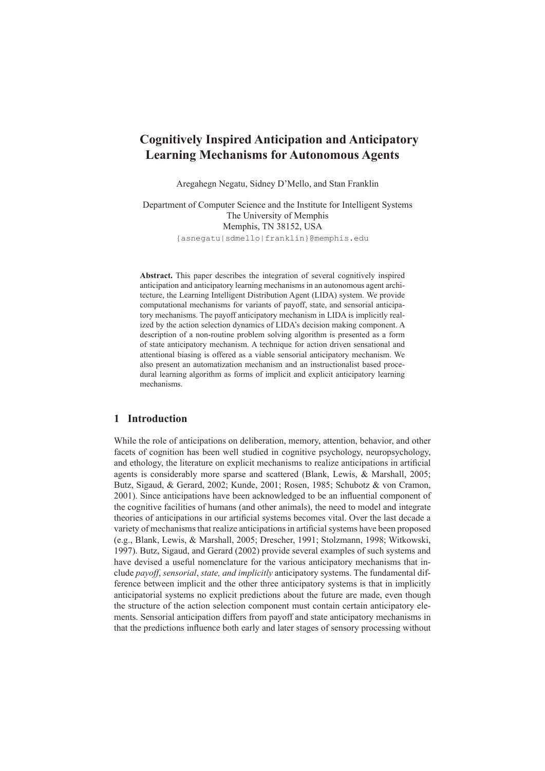# Cognitively Inspired Anticipation and Anticipatory Learning Mechanisms for Autonomous Agents

Aregahegn Negatu, Sidney D'Mello, and Stan Franklin

Department of Computer Science and the Institute for Intelligent Systems
The University of Memphis
Memphis, TN 38152, USA
{asnegatu|sdmello|franklin}@memphis.edu

**Abstract.** This paper describes the integration of several cognitively inspired anticipation and anticipatory learning mechanisms in an autonomous agent architecture, the Learning Intelligent Distribution Agent (LIDA) system. We provide computational mechanisms for variants of payoff, state, and sensorial anticipatory mechanisms. The payoff anticipatory mechanism in LIDA is implicitly realized by the action selection dynamics of LIDA's decision making component. A description of a non-routine problem solving algorithm is presented as a form of state anticipatory mechanism. A technique for action driven sensational and attentional biasing is offered as a viable sensorial anticipatory mechanism. We also present an automatization mechanism and an instructionalist based procedural learning algorithm as forms of implicit and explicit anticipatory learning mechanisms.

## 1 Introduction

While the role of anticipations on deliberation, memory, attention, behavior, and other facets of cognition has been well studied in cognitive psychology, neuropsychology, and ethology, the literature on explicit mechanisms to realize anticipations in artificial agents is considerably more sparse and scattered (Blank, Lewis, & Marshall, 2005; Butz, Sigaud, & Gerard, 2002; Kunde, 2001; Rosen, 1985; Schubotz & von Cramon, 2001). Since anticipations have been acknowledged to be an influential component of the cognitive facilities of humans (and other animals), the need to model and integrate theories of anticipations in our artificial systems becomes vital. Over the last decade a variety of mechanisms that realize anticipations in artificial systems have been proposed (e.g., Blank, Lewis, & Marshall, 2005; Drescher, 1991; Stolzmann, 1998; Witkowski, 1997). Butz, Sigaud, and Gerard (2002) provide several examples of such systems and have devised a useful nomenclature for the various anticipatory mechanisms that include *payoff*, *sensorial*, *state, and implicitly* anticipatory systems. The fundamental difference between implicit and the other three anticipatory systems is that in implicitly anticipatorial systems no explicit predictions about the future are made, even though the structure of the action selection component must contain certain anticipatory elements. Sensorial anticipation differs from payoff and state anticipatory mechanisms in that the predictions influence both early and later stages of sensory processing without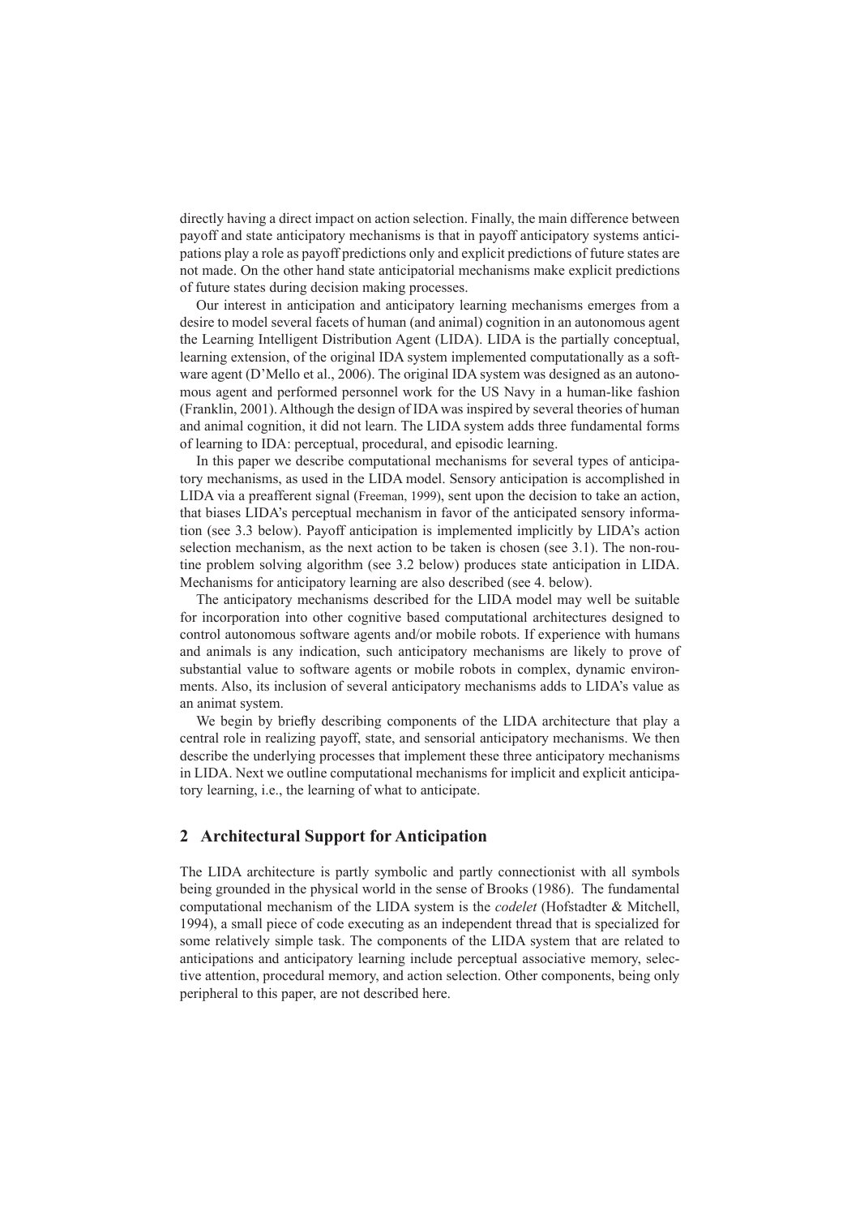directly having a direct impact on action selection. Finally, the main difference between payoff and state anticipatory mechanisms is that in payoff anticipatory systems anticipations play a role as payoff predictions only and explicit predictions of future states are not made. On the other hand state anticipatorial mechanisms make explicit predictions of future states during decision making processes.

Our interest in anticipation and anticipatory learning mechanisms emerges from a desire to model several facets of human (and animal) cognition in an autonomous agent the Learning Intelligent Distribution Agent (LIDA). LIDA is the partially conceptual, learning extension, of the original IDA system implemented computationally as a software agent (D'Mello et al., 2006). The original IDA system was designed as an autonomous agent and performed personnel work for the US Navy in a human-like fashion (Franklin, 2001). Although the design of IDA was inspired by several theories of human and animal cognition, it did not learn. The LIDA system adds three fundamental forms of learning to IDA: perceptual, procedural, and episodic learning.

In this paper we describe computational mechanisms for several types of anticipatory mechanisms, as used in the LIDA model. Sensory anticipation is accomplished in LIDA via a preafferent signal (Freeman, 1999), sent upon the decision to take an action, that biases LIDA's perceptual mechanism in favor of the anticipated sensory information (see 3.3 below). Payoff anticipation is implemented implicitly by LIDA's action selection mechanism, as the next action to be taken is chosen (see 3.1). The non-routine problem solving algorithm (see 3.2 below) produces state anticipation in LIDA. Mechanisms for anticipatory learning are also described (see 4. below).

The anticipatory mechanisms described for the LIDA model may well be suitable for incorporation into other cognitive based computational architectures designed to control autonomous software agents and/or mobile robots. If experience with humans and animals is any indication, such anticipatory mechanisms are likely to prove of substantial value to software agents or mobile robots in complex, dynamic environments. Also, its inclusion of several anticipatory mechanisms adds to LIDA's value as an animat system.

We begin by briefly describing components of the LIDA architecture that play a central role in realizing payoff, state, and sensorial anticipatory mechanisms. We then describe the underlying processes that implement these three anticipatory mechanisms in LIDA. Next we outline computational mechanisms for implicit and explicit anticipatory learning, i.e., the learning of what to anticipate.

## 2 Architectural Support for Anticipation

The LIDA architecture is partly symbolic and partly connectionist with all symbols being grounded in the physical world in the sense of Brooks (1986). The fundamental computational mechanism of the LIDA system is the *codelet* (Hofstadter & Mitchell, 1994), a small piece of code executing as an independent thread that is specialized for some relatively simple task. The components of the LIDA system that are related to anticipations and anticipatory learning include perceptual associative memory, selective attention, procedural memory, and action selection. Other components, being only peripheral to this paper, are not described here.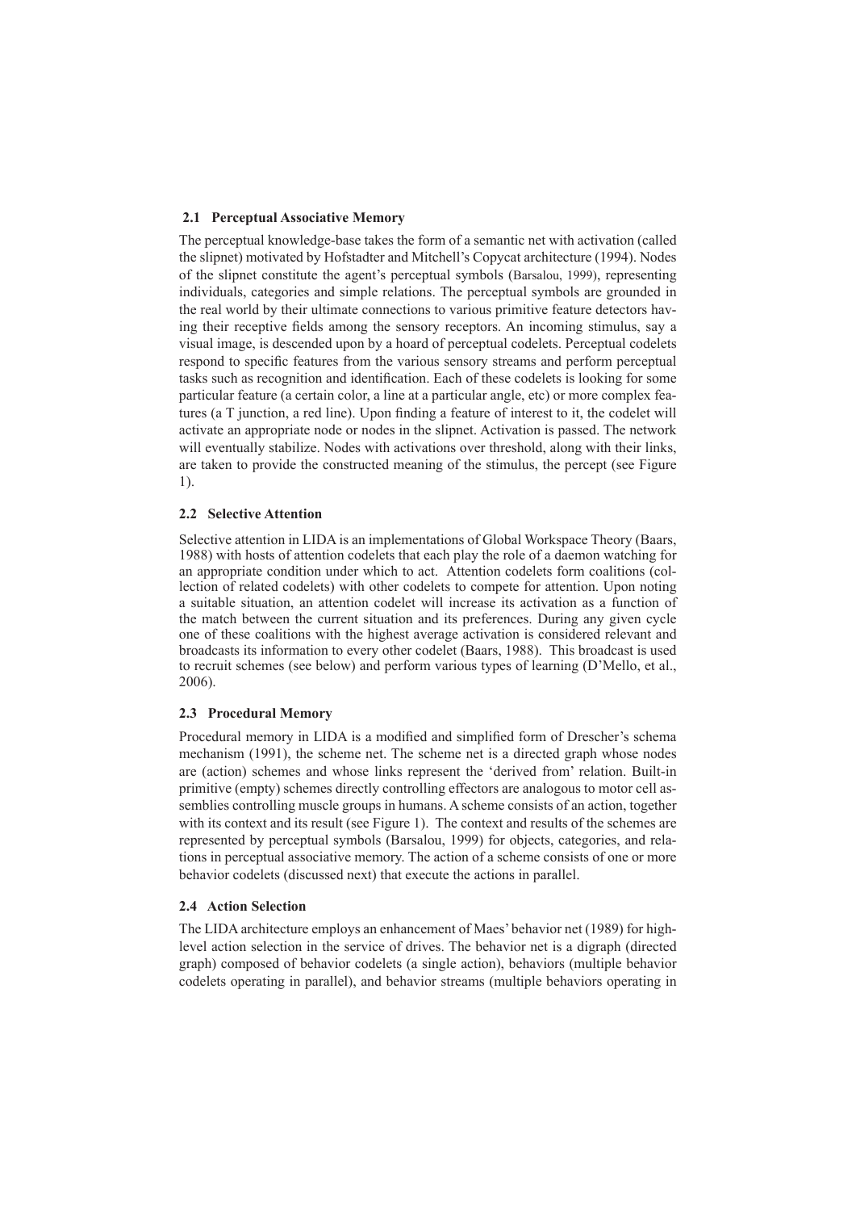### 2.1 Perceptual Associative Memory

The perceptual knowledge-base takes the form of a semantic net with activation (called the slipnet) motivated by Hofstadter and Mitchell's Copycat architecture (1994). Nodes of the slipnet constitute the agent's perceptual symbols (Barsalou, 1999), representing individuals, categories and simple relations. The perceptual symbols are grounded in the real world by their ultimate connections to various primitive feature detectors having their receptive fields among the sensory receptors. An incoming stimulus, say a visual image, is descended upon by a hoard of perceptual codelets. Perceptual codelets respond to specific features from the various sensory streams and perform perceptual tasks such as recognition and identification. Each of these codelets is looking for some particular feature (a certain color, a line at a particular angle, etc) or more complex features (a T junction, a red line). Upon finding a feature of interest to it, the codelet will activate an appropriate node or nodes in the slipnet. Activation is passed. The network will eventually stabilize. Nodes with activations over threshold, along with their links, are taken to provide the constructed meaning of the stimulus, the percept (see Figure 1).

### 2.2 Selective Attention

Selective attention in LIDA is an implementations of Global Workspace Theory (Baars, 1988) with hosts of attention codelets that each play the role of a daemon watching for an appropriate condition under which to act. Attention codelets form coalitions (collection of related codelets) with other codelets to compete for attention. Upon noting a suitable situation, an attention codelet will increase its activation as a function of the match between the current situation and its preferences. During any given cycle one of these coalitions with the highest average activation is considered relevant and broadcasts its information to every other codelet (Baars, 1988). This broadcast is used to recruit schemes (see below) and perform various types of learning (D'Mello, et al., 2006).

### 2.3 Procedural Memory

Procedural memory in LIDA is a modified and simplified form of Drescher's schema mechanism (1991), the scheme net. The scheme net is a directed graph whose nodes are (action) schemes and whose links represent the 'derived from' relation. Built-in primitive (empty) schemes directly controlling effectors are analogous to motor cell assemblies controlling muscle groups in humans. A scheme consists of an action, together with its context and its result (see Figure 1). The context and results of the schemes are represented by perceptual symbols (Barsalou, 1999) for objects, categories, and relations in perceptual associative memory. The action of a scheme consists of one or more behavior codelets (discussed next) that execute the actions in parallel.

### 2.4 Action Selection

The LIDA architecture employs an enhancement of Maes' behavior net (1989) for high-level action selection in the service of drives. The behavior net is a digraph (directed graph) composed of behavior codelets (a single action), behaviors (multiple behavior codelets operating in parallel), and behavior streams (multiple behaviors operating in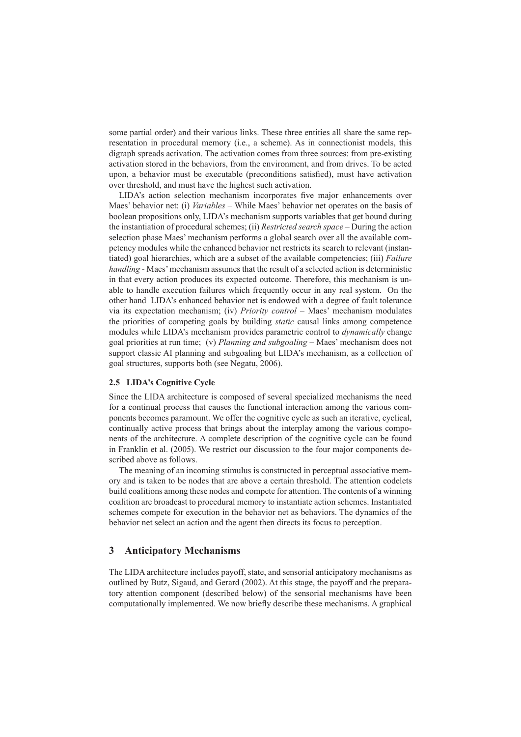some partial order) and their various links. These three entities all share the same representation in procedural memory (i.e., a scheme). As in connectionist models, this digraph spreads activation. The activation comes from three sources: from pre-existing activation stored in the behaviors, from the environment, and from drives. To be acted upon, a behavior must be executable (preconditions satisfied), must have activation over threshold, and must have the highest such activation.

LIDA's action selection mechanism incorporates five major enhancements over Maes' behavior net: (i) *Variables* – While Maes' behavior net operates on the basis of boolean propositions only, LIDA's mechanism supports variables that get bound during the instantiation of procedural schemes; (ii) *Restricted search space* – During the action selection phase Maes' mechanism performs a global search over all the available competency modules while the enhanced behavior net restricts its search to relevant (instantiated) goal hierarchies, which are a subset of the available competencies; (iii) *Failure handling* - Maes' mechanism assumes that the result of a selected action is deterministic in that every action produces its expected outcome. Therefore, this mechanism is unable to handle execution failures which frequently occur in any real system. On the other hand LIDA's enhanced behavior net is endowed with a degree of fault tolerance via its expectation mechanism; (iv) *Priority control* – Maes' mechanism modulates the priorities of competing goals by building *static* causal links among competence modules while LIDA's mechanism provides parametric control to *dynamically* change goal priorities at run time; (v) *Planning and subgoaling* – Maes' mechanism does not support classic AI planning and subgoaling but LIDA's mechanism, as a collection of goal structures, supports both (see Negatu, 2006).

### 2.5 LIDA's Cognitive Cycle

Since the LIDA architecture is composed of several specialized mechanisms the need for a continual process that causes the functional interaction among the various components becomes paramount. We offer the cognitive cycle as such an iterative, cyclical, continually active process that brings about the interplay among the various components of the architecture. A complete description of the cognitive cycle can be found in Franklin et al. (2005). We restrict our discussion to the four major components described above as follows.

The meaning of an incoming stimulus is constructed in perceptual associative memory and is taken to be nodes that are above a certain threshold. The attention codelets build coalitions among these nodes and compete for attention. The contents of a winning coalition are broadcast to procedural memory to instantiate action schemes. Instantiated schemes compete for execution in the behavior net as behaviors. The dynamics of the behavior net select an action and the agent then directs its focus to perception.

## 3 Anticipatory Mechanisms

The LIDA architecture includes payoff, state, and sensorial anticipatory mechanisms as outlined by Butz, Sigaud, and Gerard (2002). At this stage, the payoff and the preparatory attention component (described below) of the sensorial mechanisms have been computationally implemented. We now briefly describe these mechanisms. A graphical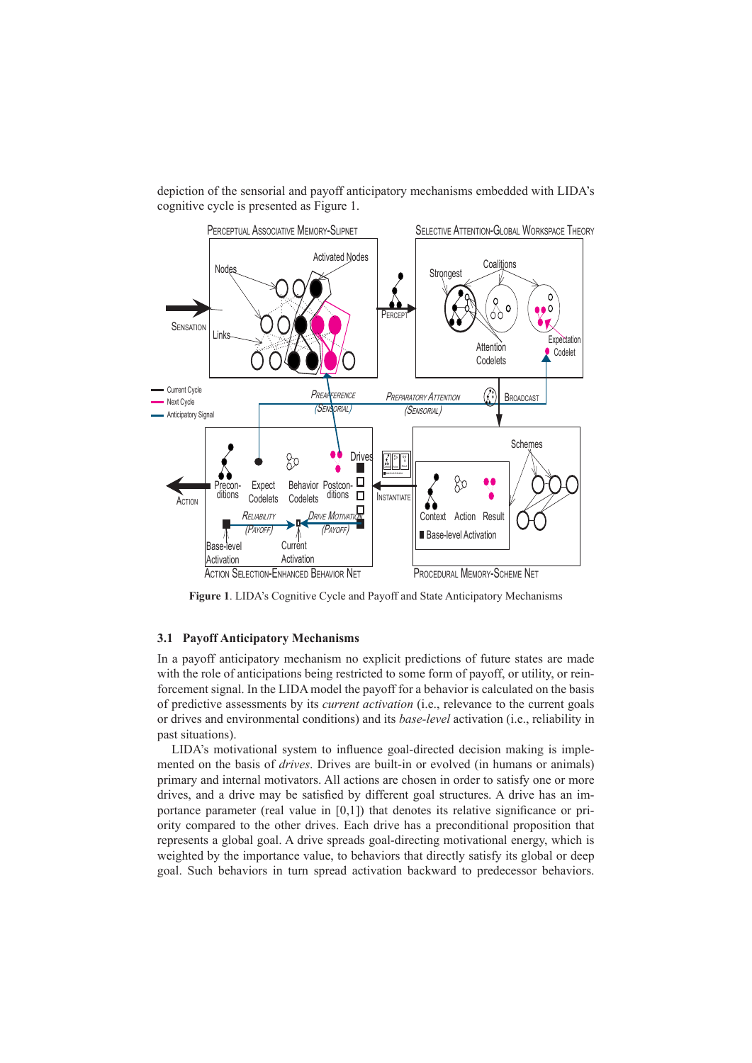depiction of the sensorial and payoff anticipatory mechanisms embedded with LIDA's cognitive cycle is presented as Figure 1.

**Figure 1**. LIDA's Cognitive Cycle and Payoff and State Anticipatory Mechanisms

### 3.1 Payoff Anticipatory Mechanisms

In a payoff anticipatory mechanism no explicit predictions of future states are made with the role of anticipations being restricted to some form of payoff, or utility, or reinforcement signal. In the LIDA model the payoff for a behavior is calculated on the basis of predictive assessments by its *current activation* (i.e., relevance to the current goals or drives and environmental conditions) and its *base-level* activation (i.e., reliability in past situations).

LIDA's motivational system to influence goal-directed decision making is implemented on the basis of *drives*. Drives are built-in or evolved (in humans or animals) primary and internal motivators. All actions are chosen in order to satisfy one or more drives, and a drive may be satisfied by different goal structures. A drive has an importance parameter (real value in [0,1]) that denotes its relative significance or priority compared to the other drives. Each drive has a preconditional proposition that represents a global goal. A drive spreads goal-directing motivational energy, which is weighted by the importance value, to behaviors that directly satisfy its global or deep goal. Such behaviors in turn spread activation backward to predecessor behaviors.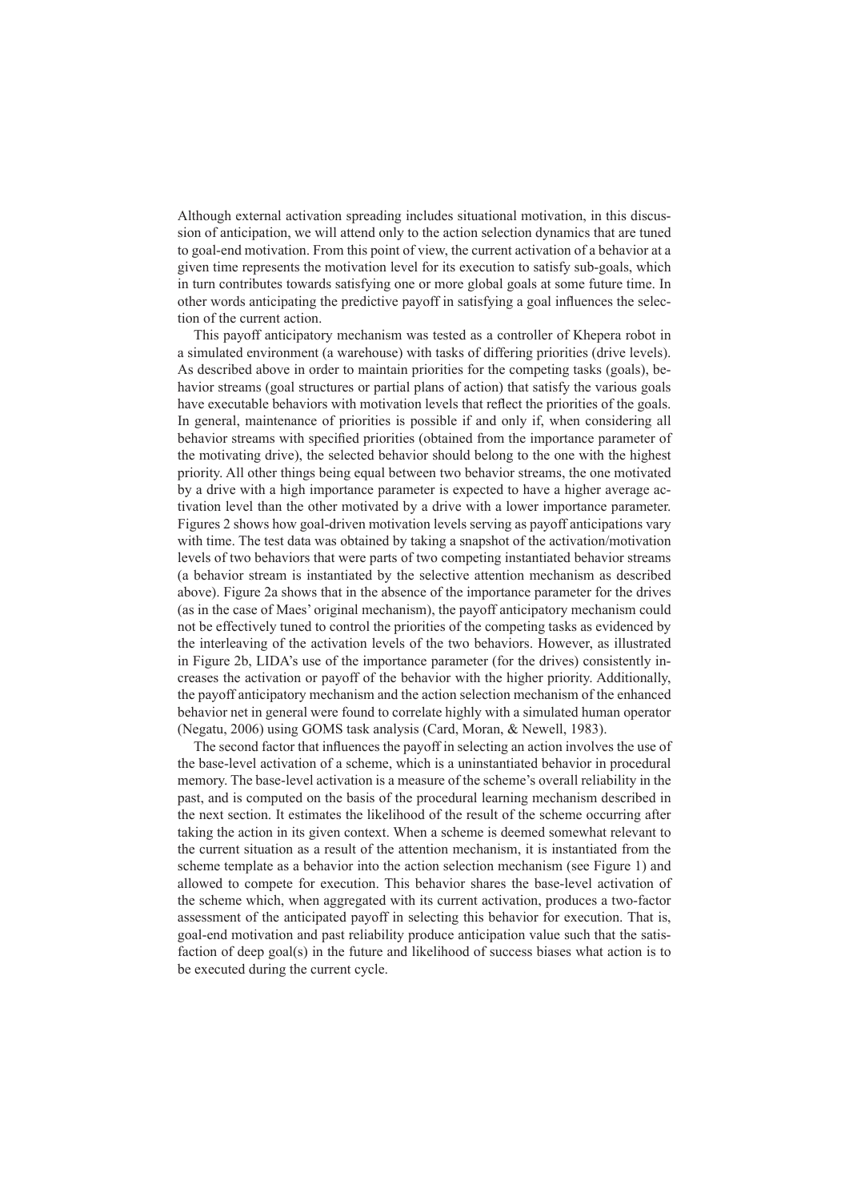Although external activation spreading includes situational motivation, in this discussion of anticipation, we will attend only to the action selection dynamics that are tuned to goal-end motivation. From this point of view, the current activation of a behavior at a given time represents the motivation level for its execution to satisfy sub-goals, which in turn contributes towards satisfying one or more global goals at some future time. In other words anticipating the predictive payoff in satisfying a goal influences the selection of the current action.

This payoff anticipatory mechanism was tested as a controller of Khepera robot in a simulated environment (a warehouse) with tasks of differing priorities (drive levels). As described above in order to maintain priorities for the competing tasks (goals), behavior streams (goal structures or partial plans of action) that satisfy the various goals have executable behaviors with motivation levels that reflect the priorities of the goals. In general, maintenance of priorities is possible if and only if, when considering all behavior streams with specified priorities (obtained from the importance parameter of the motivating drive), the selected behavior should belong to the one with the highest priority. All other things being equal between two behavior streams, the one motivated by a drive with a high importance parameter is expected to have a higher average activation level than the other motivated by a drive with a lower importance parameter. Figures 2 shows how goal-driven motivation levels serving as payoff anticipations vary with time. The test data was obtained by taking a snapshot of the activation/motivation levels of two behaviors that were parts of two competing instantiated behavior streams (a behavior stream is instantiated by the selective attention mechanism as described above). Figure 2a shows that in the absence of the importance parameter for the drives (as in the case of Maes' original mechanism), the payoff anticipatory mechanism could not be effectively tuned to control the priorities of the competing tasks as evidenced by the interleaving of the activation levels of the two behaviors. However, as illustrated in Figure 2b, LIDA's use of the importance parameter (for the drives) consistently increases the activation or payoff of the behavior with the higher priority. Additionally, the payoff anticipatory mechanism and the action selection mechanism of the enhanced behavior net in general were found to correlate highly with a simulated human operator (Negatu, 2006) using GOMS task analysis (Card, Moran, & Newell, 1983).

The second factor that influences the payoff in selecting an action involves the use of the base-level activation of a scheme, which is a uninstantiated behavior in procedural memory. The base-level activation is a measure of the scheme's overall reliability in the past, and is computed on the basis of the procedural learning mechanism described in the next section. It estimates the likelihood of the result of the scheme occurring after taking the action in its given context. When a scheme is deemed somewhat relevant to the current situation as a result of the attention mechanism, it is instantiated from the scheme template as a behavior into the action selection mechanism (see Figure 1) and allowed to compete for execution. This behavior shares the base-level activation of the scheme which, when aggregated with its current activation, produces a two-factor assessment of the anticipated payoff in selecting this behavior for execution. That is, goal-end motivation and past reliability produce anticipation value such that the satisfaction of deep goal(s) in the future and likelihood of success biases what action is to be executed during the current cycle.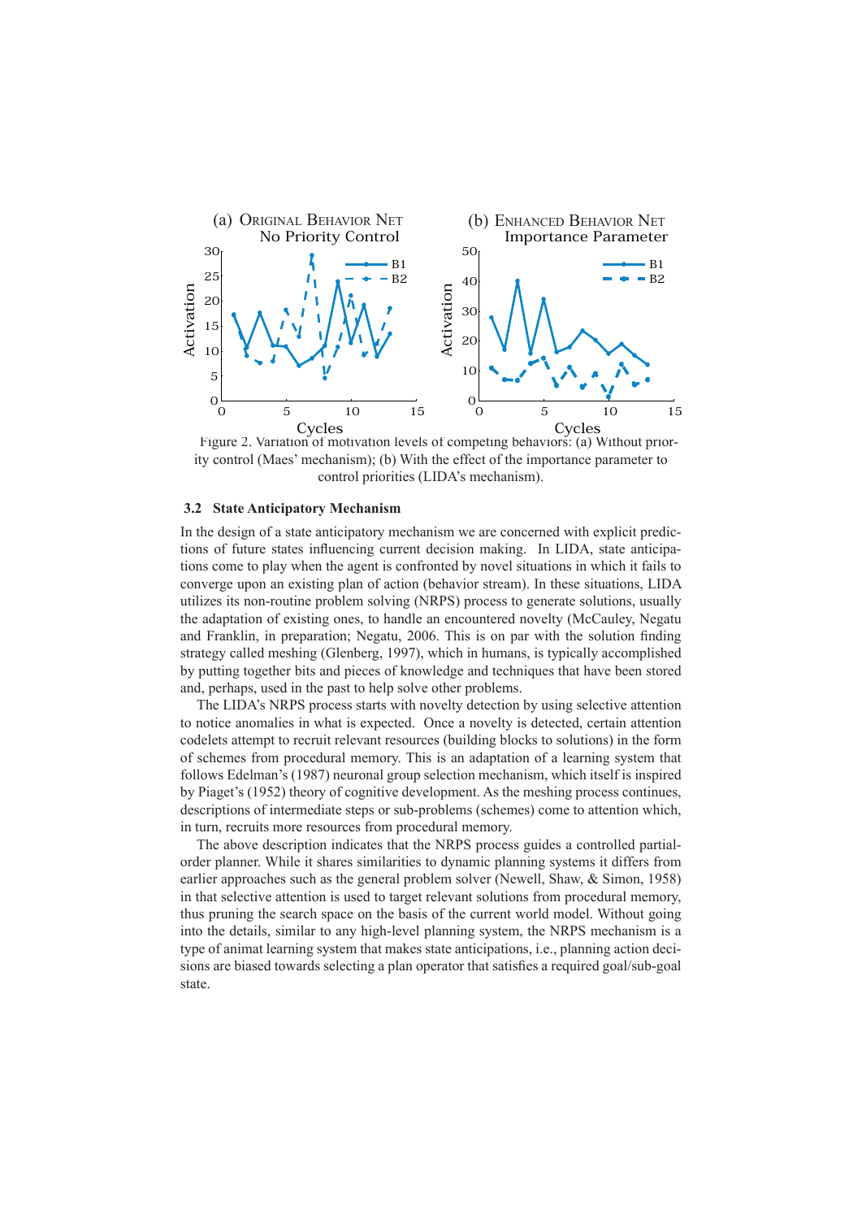Figure 2. Variation of motivation levels of competing behaviors: (a) Without priority control (Maes' mechanism); (b) With the effect of the importance parameter to control priorities (LIDA's mechanism).

### 3.2 State Anticipatory Mechanism

In the design of a state anticipatory mechanism we are concerned with explicit predictions of future states influencing current decision making. In LIDA, state anticipations come to play when the agent is confronted by novel situations in which it fails to converge upon an existing plan of action (behavior stream). In these situations, LIDA utilizes its non-routine problem solving (NRPS) process to generate solutions, usually the adaptation of existing ones, to handle an encountered novelty (McCauley, Negatu and Franklin, in preparation; Negatu, 2006. This is on par with the solution finding strategy called meshing (Glenberg, 1997), which in humans, is typically accomplished by putting together bits and pieces of knowledge and techniques that have been stored and, perhaps, used in the past to help solve other problems.

The LIDA's NRPS process starts with novelty detection by using selective attention to notice anomalies in what is expected. Once a novelty is detected, certain attention codelets attempt to recruit relevant resources (building blocks to solutions) in the form of schemes from procedural memory. This is an adaptation of a learning system that follows Edelman's (1987) neuronal group selection mechanism, which itself is inspired by Piaget's (1952) theory of cognitive development. As the meshing process continues, descriptions of intermediate steps or sub-problems (schemes) come to attention which, in turn, recruits more resources from procedural memory.

The above description indicates that the NRPS process guides a controlled partial-order planner. While it shares similarities to dynamic planning systems it differs from earlier approaches such as the general problem solver (Newell, Shaw, & Simon, 1958) in that selective attention is used to target relevant solutions from procedural memory, thus pruning the search space on the basis of the current world model. Without going into the details, similar to any high-level planning system, the NRPS mechanism is a type of animat learning system that makes state anticipations, i.e., planning action decisions are biased towards selecting a plan operator that satisfies a required goal/sub-goal state.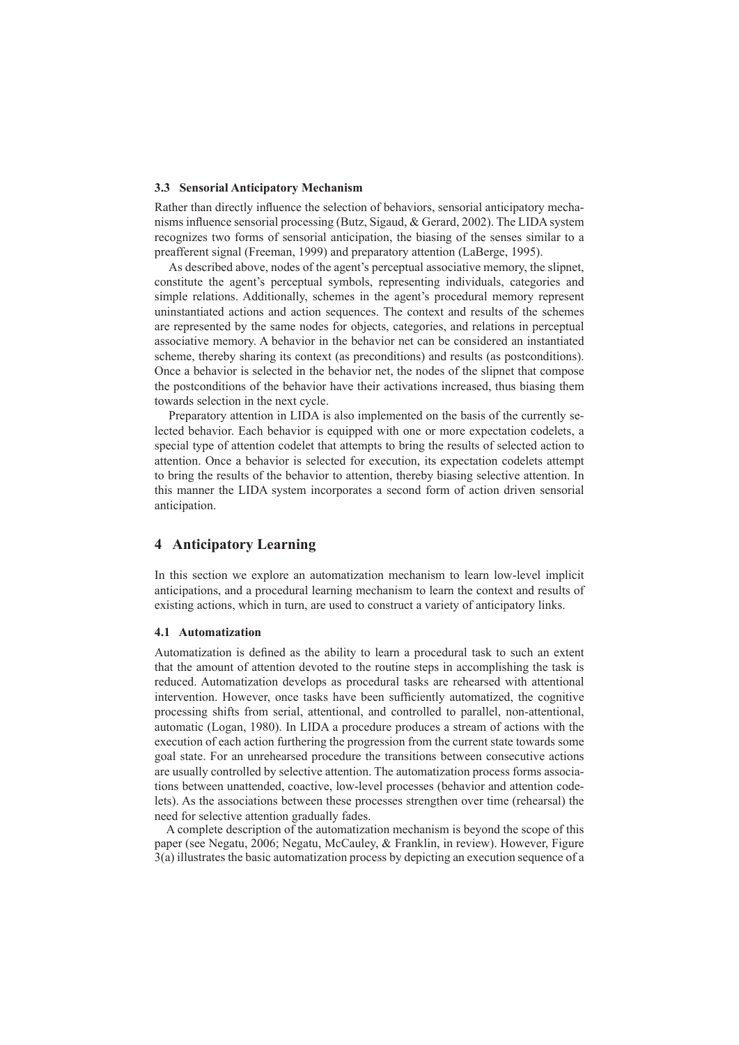### 3.3 Sensorial Anticipatory Mechanism

Rather than directly influence the selection of behaviors, sensorial anticipatory mechanisms influence sensorial processing (Butz, Sigaud, & Gerard, 2002). The LIDA system recognizes two forms of sensorial anticipation, the biasing of the senses similar to a preafferent signal (Freeman, 1999) and preparatory attention (LaBerge, 1995).

As described above, nodes of the agent's perceptual associative memory, the slipnet, constitute the agent's perceptual symbols, representing individuals, categories and simple relations. Additionally, schemes in the agent's procedural memory represent uninstantiated actions and action sequences. The context and results of the schemes are represented by the same nodes for objects, categories, and relations in perceptual associative memory. A behavior in the behavior net can be considered an instantiated scheme, thereby sharing its context (as preconditions) and results (as postconditions). Once a behavior is selected in the behavior net, the nodes of the slipnet that compose the postconditions of the behavior have their activations increased, thus biasing them towards selection in the next cycle.

Preparatory attention in LIDA is also implemented on the basis of the currently selected behavior. Each behavior is equipped with one or more expectation codelets, a special type of attention codelet that attempts to bring the results of selected action to attention. Once a behavior is selected for execution, its expectation codelets attempt to bring the results of the behavior to attention, thereby biasing selective attention. In this manner the LIDA system incorporates a second form of action driven sensorial anticipation.

## 4 Anticipatory Learning

In this section we explore an automatization mechanism to learn low-level implicit anticipations, and a procedural learning mechanism to learn the context and results of existing actions, which in turn, are used to construct a variety of anticipatory links.

### 4.1 Automatization

Automatization is defined as the ability to learn a procedural task to such an extent that the amount of attention devoted to the routine steps in accomplishing the task is reduced. Automatization develops as procedural tasks are rehearsed with attentional intervention. However, once tasks have been sufficiently automatized, the cognitive processing shifts from serial, attentional, and controlled to parallel, non-attentional, automatic (Logan, 1980). In LIDA a procedure produces a stream of actions with the execution of each action furthering the progression from the current state towards some goal state. For an unrehearsed procedure the transitions between consecutive actions are usually controlled by selective attention. The automatization process forms associations between unattended, coactive, low-level processes (behavior and attention codelets). As the associations between these processes strengthen over time (rehearsal) the need for selective attention gradually fades.

A complete description of the automatization mechanism is beyond the scope of this paper (see Negatu, 2006; Negatu, McCauley, & Franklin, in review). However, Figure 3(a) illustrates the basic automatization process by depicting an execution sequence of a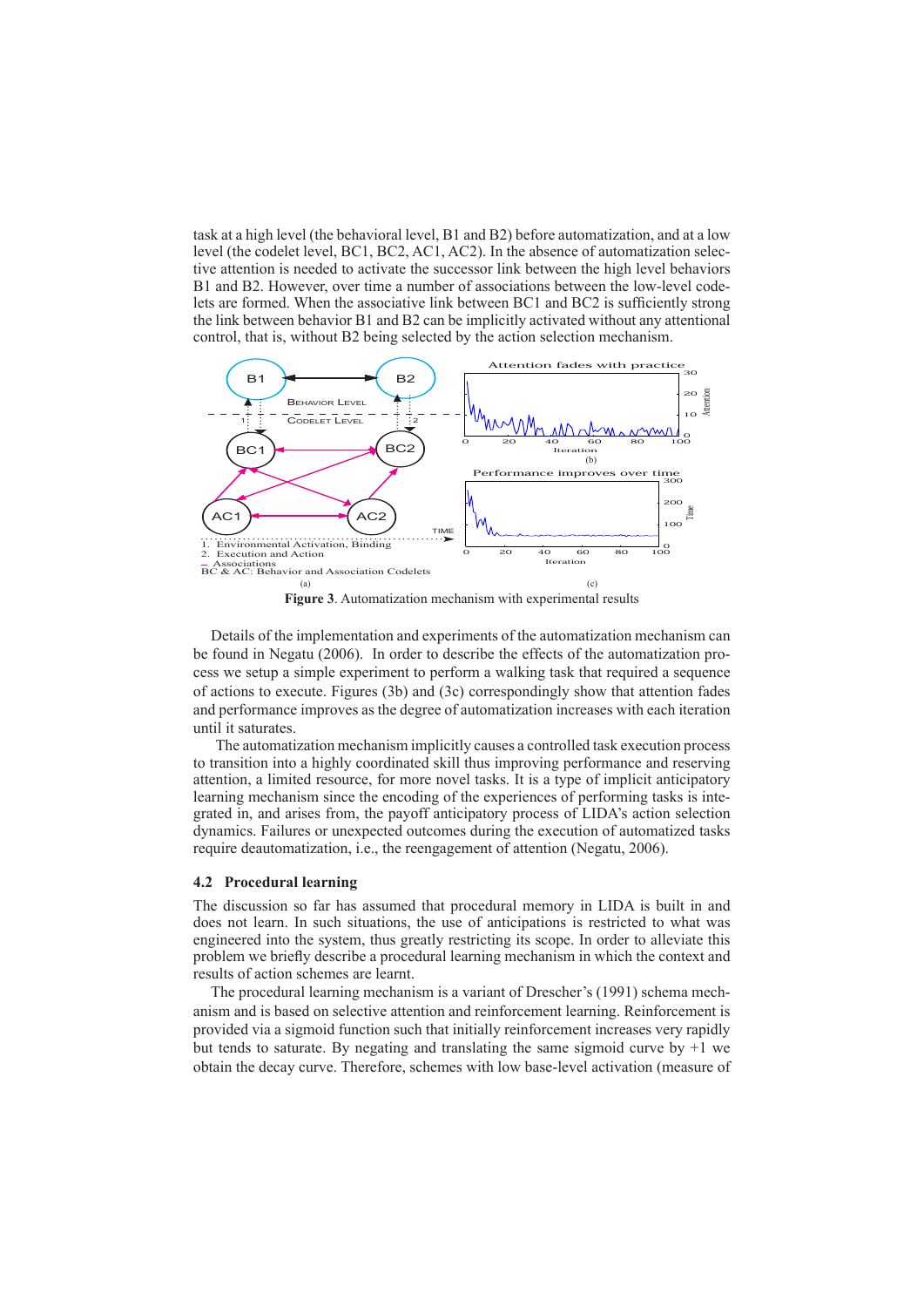task at a high level (the behavioral level, B1 and B2) before automatization, and at a low level (the codelet level, BC1, BC2, AC1, AC2). In the absence of automatization selective attention is needed to activate the successor link between the high level behaviors B1 and B2. However, over time a number of associations between the low-level codelets are formed. When the associative link between BC1 and BC2 is sufficiently strong the link between behavior B1 and B2 can be implicitly activated without any attentional control, that is, without B2 being selected by the action selection mechanism.

**Figure 3**. Automatization mechanism with experimental results

Details of the implementation and experiments of the automatization mechanism can be found in Negatu (2006). In order to describe the effects of the automatization process we setup a simple experiment to perform a walking task that required a sequence of actions to execute. Figures (3b) and (3c) correspondingly show that attention fades and performance improves as the degree of automatization increases with each iteration until it saturates.

The automatization mechanism implicitly causes a controlled task execution process to transition into a highly coordinated skill thus improving performance and reserving attention, a limited resource, for more novel tasks. It is a type of implicit anticipatory learning mechanism since the encoding of the experiences of performing tasks is integrated in, and arises from, the payoff anticipatory process of LIDA's action selection dynamics. Failures or unexpected outcomes during the execution of automatized tasks require deautomatization, i.e., the reengagement of attention (Negatu, 2006).

### 4.2 Procedural learning

The discussion so far has assumed that procedural memory in LIDA is built in and does not learn. In such situations, the use of anticipations is restricted to what was engineered into the system, thus greatly restricting its scope. In order to alleviate this problem we briefly describe a procedural learning mechanism in which the context and results of action schemes are learnt.

The procedural learning mechanism is a variant of Drescher's (1991) schema mechanism and is based on selective attention and reinforcement learning. Reinforcement is provided via a sigmoid function such that initially reinforcement increases very rapidly but tends to saturate. By negating and translating the same sigmoid curve by +1 we obtain the decay curve. Therefore, schemes with low base-level activation (measure of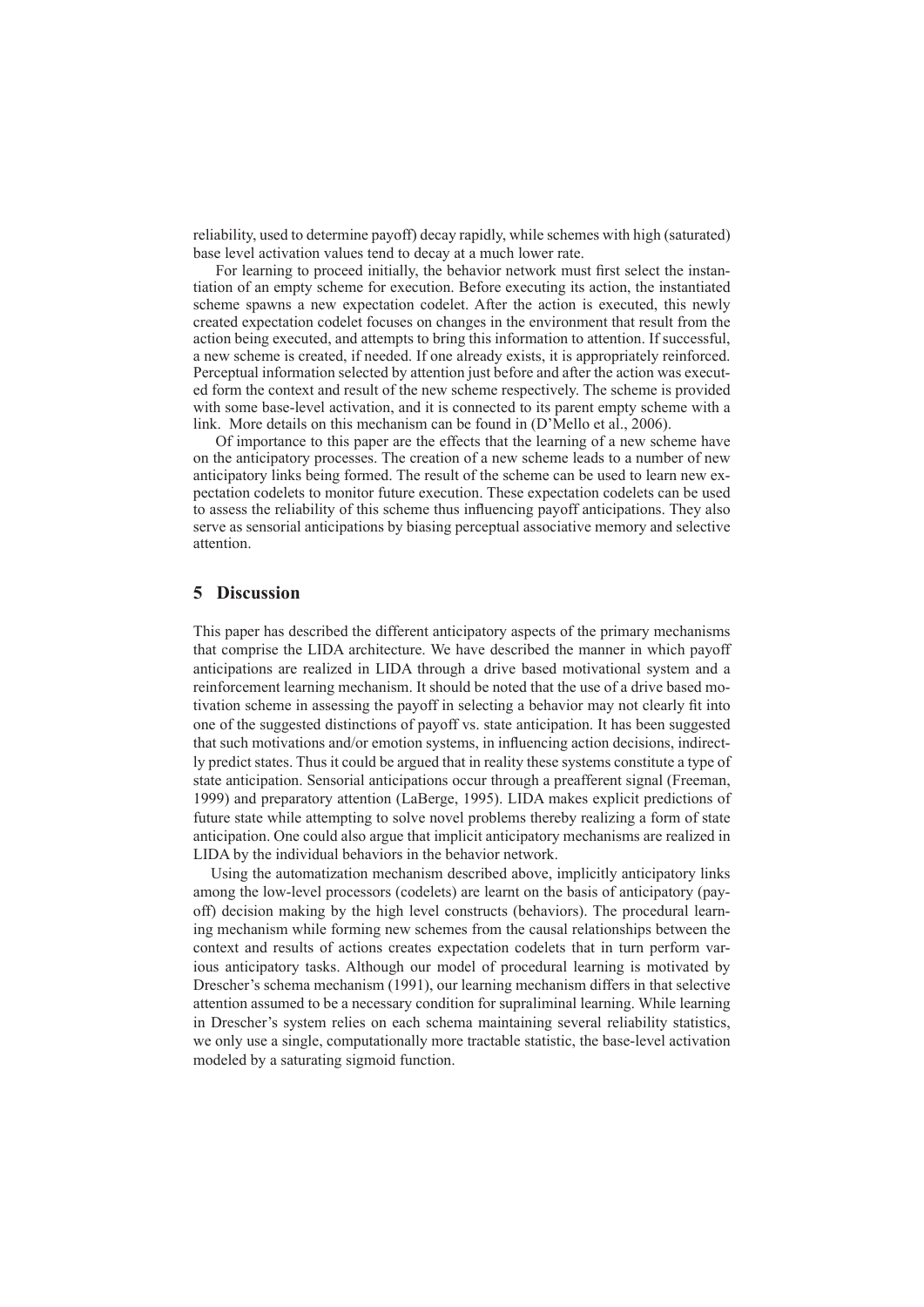reliability, used to determine payoff) decay rapidly, while schemes with high (saturated) base level activation values tend to decay at a much lower rate.

For learning to proceed initially, the behavior network must first select the instantiation of an empty scheme for execution. Before executing its action, the instantiated scheme spawns a new expectation codelet. After the action is executed, this newly created expectation codelet focuses on changes in the environment that result from the action being executed, and attempts to bring this information to attention. If successful, a new scheme is created, if needed. If one already exists, it is appropriately reinforced. Perceptual information selected by attention just before and after the action was executed form the context and result of the new scheme respectively. The scheme is provided with some base-level activation, and it is connected to its parent empty scheme with a link. More details on this mechanism can be found in (D'Mello et al., 2006).

Of importance to this paper are the effects that the learning of a new scheme have on the anticipatory processes. The creation of a new scheme leads to a number of new anticipatory links being formed. The result of the scheme can be used to learn new expectation codelets to monitor future execution. These expectation codelets can be used to assess the reliability of this scheme thus influencing payoff anticipations. They also serve as sensorial anticipations by biasing perceptual associative memory and selective attention.

## 5 Discussion

This paper has described the different anticipatory aspects of the primary mechanisms that comprise the LIDA architecture. We have described the manner in which payoff anticipations are realized in LIDA through a drive based motivational system and a reinforcement learning mechanism. It should be noted that the use of a drive based motivation scheme in assessing the payoff in selecting a behavior may not clearly fit into one of the suggested distinctions of payoff vs. state anticipation. It has been suggested that such motivations and/or emotion systems, in influencing action decisions, indirectly predict states. Thus it could be argued that in reality these systems constitute a type of state anticipation. Sensorial anticipations occur through a preafferent signal (Freeman, 1999) and preparatory attention (LaBerge, 1995). LIDA makes explicit predictions of future state while attempting to solve novel problems thereby realizing a form of state anticipation. One could also argue that implicit anticipatory mechanisms are realized in LIDA by the individual behaviors in the behavior network.

Using the automatization mechanism described above, implicitly anticipatory links among the low-level processors (codelets) are learnt on the basis of anticipatory (payoff) decision making by the high level constructs (behaviors). The procedural learning mechanism while forming new schemes from the causal relationships between the context and results of actions creates expectation codelets that in turn perform various anticipatory tasks. Although our model of procedural learning is motivated by Drescher's schema mechanism (1991), our learning mechanism differs in that selective attention assumed to be a necessary condition for supraliminal learning. While learning in Drescher's system relies on each schema maintaining several reliability statistics, we only use a single, computationally more tractable statistic, the base-level activation modeled by a saturating sigmoid function.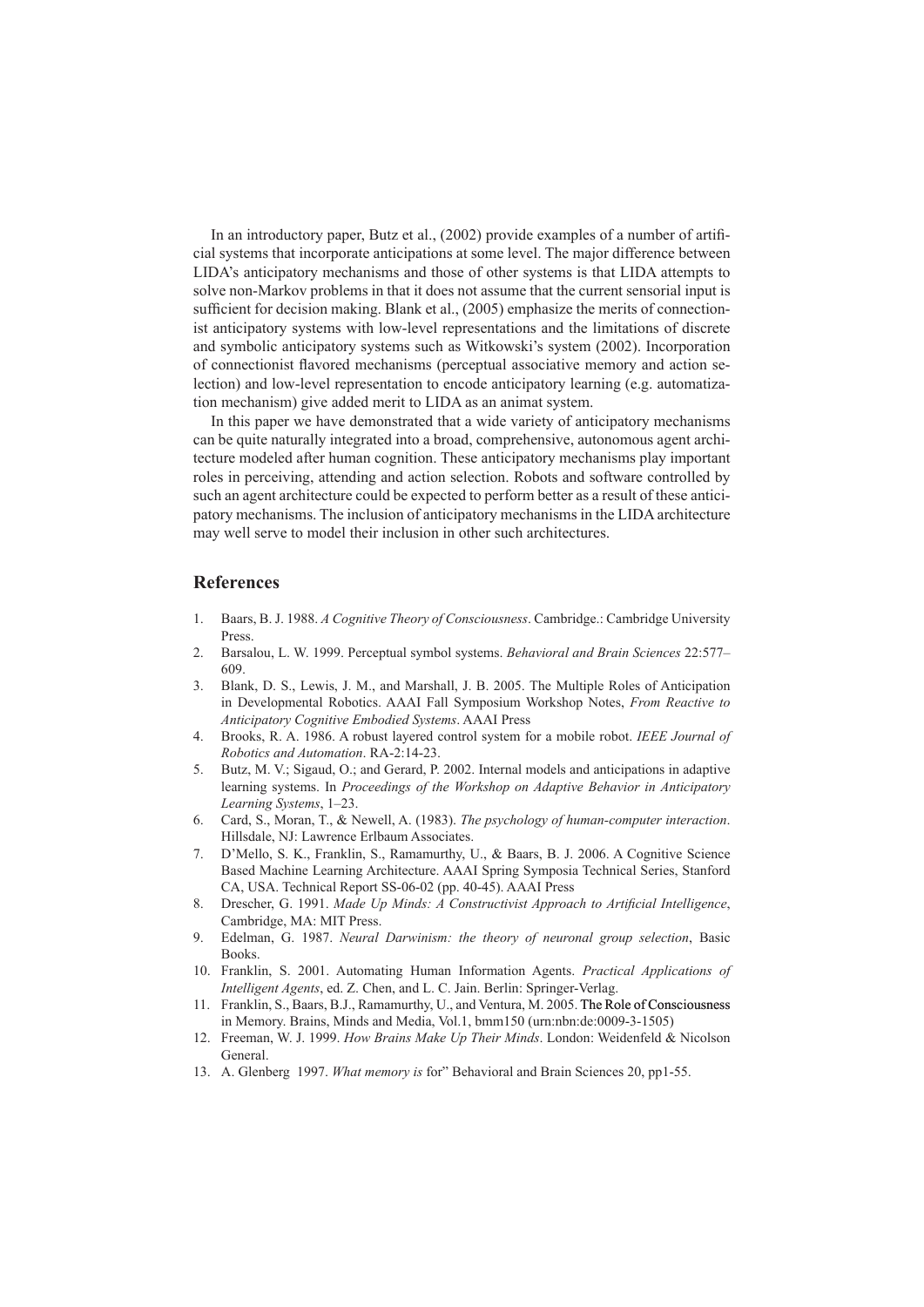In an introductory paper, Butz et al., (2002) provide examples of a number of artificial systems that incorporate anticipations at some level. The major difference between LIDA's anticipatory mechanisms and those of other systems is that LIDA attempts to solve non-Markov problems in that it does not assume that the current sensorial input is sufficient for decision making. Blank et al., (2005) emphasize the merits of connectionist anticipatory systems with low-level representations and the limitations of discrete and symbolic anticipatory systems such as Witkowski's system (2002). Incorporation of connectionist flavored mechanisms (perceptual associative memory and action selection) and low-level representation to encode anticipatory learning (e.g. automatization mechanism) give added merit to LIDA as an animat system.

In this paper we have demonstrated that a wide variety of anticipatory mechanisms can be quite naturally integrated into a broad, comprehensive, autonomous agent architecture modeled after human cognition. These anticipatory mechanisms play important roles in perceiving, attending and action selection. Robots and software controlled by such an agent architecture could be expected to perform better as a result of these anticipatory mechanisms. The inclusion of anticipatory mechanisms in the LIDA architecture may well serve to model their inclusion in other such architectures.

## References

1. Baars, B. J. 1988. *A Cognitive Theory of Consciousness*. Cambridge.: Cambridge University Press.
2. Barsalou, L. W. 1999. Perceptual symbol systems. *Behavioral and Brain Sciences* 22:577–609.
3. Blank, D. S., Lewis, J. M., and Marshall, J. B. 2005. The Multiple Roles of Anticipation in Developmental Robotics. AAAI Fall Symposium Workshop Notes, *From Reactive to Anticipatory Cognitive Embodied Systems*. AAAI Press
4. Brooks, R. A. 1986. A robust layered control system for a mobile robot. *IEEE Journal of Robotics and Automation*. RA-2:14-23.
5. Butz, M. V.; Sigaud, O.; and Gerard, P. 2002. Internal models and anticipations in adaptive learning systems. In *Proceedings of the Workshop on Adaptive Behavior in Anticipatory Learning Systems*, 1–23.
6. Card, S., Moran, T., & Newell, A. (1983). *The psychology of human-computer interaction*. Hillsdale, NJ: Lawrence Erlbaum Associates.
7. D'Mello, S. K., Franklin, S., Ramamurthy, U., & Baars, B. J. 2006. A Cognitive Science Based Machine Learning Architecture. AAAI Spring Symposia Technical Series, Stanford CA, USA. Technical Report SS-06-02 (pp. 40-45). AAAI Press
8. Drescher, G. 1991. *Made Up Minds: A Constructivist Approach to Artificial Intelligence*, Cambridge, MA: MIT Press.
9. Edelman, G. 1987. *Neural Darwinism: the theory of neuronal group selection*, Basic Books.
10. Franklin, S. 2001. Automating Human Information Agents. *Practical Applications of Intelligent Agents*, ed. Z. Chen, and L. C. Jain. Berlin: Springer-Verlag.
11. Franklin, S., Baars, B.J., Ramamurthy, U., and Ventura, M. 2005. The Role of Consciousness in Memory. Brains, Minds and Media, Vol.1, bmm150 (urn:nbn:de:0009-3-1505)
12. Freeman, W. J. 1999. *How Brains Make Up Their Minds*. London: Weidenfeld & Nicolson General.
13. A. Glenberg 1997. *What memory is* for" Behavioral and Brain Sciences 20, pp1-55.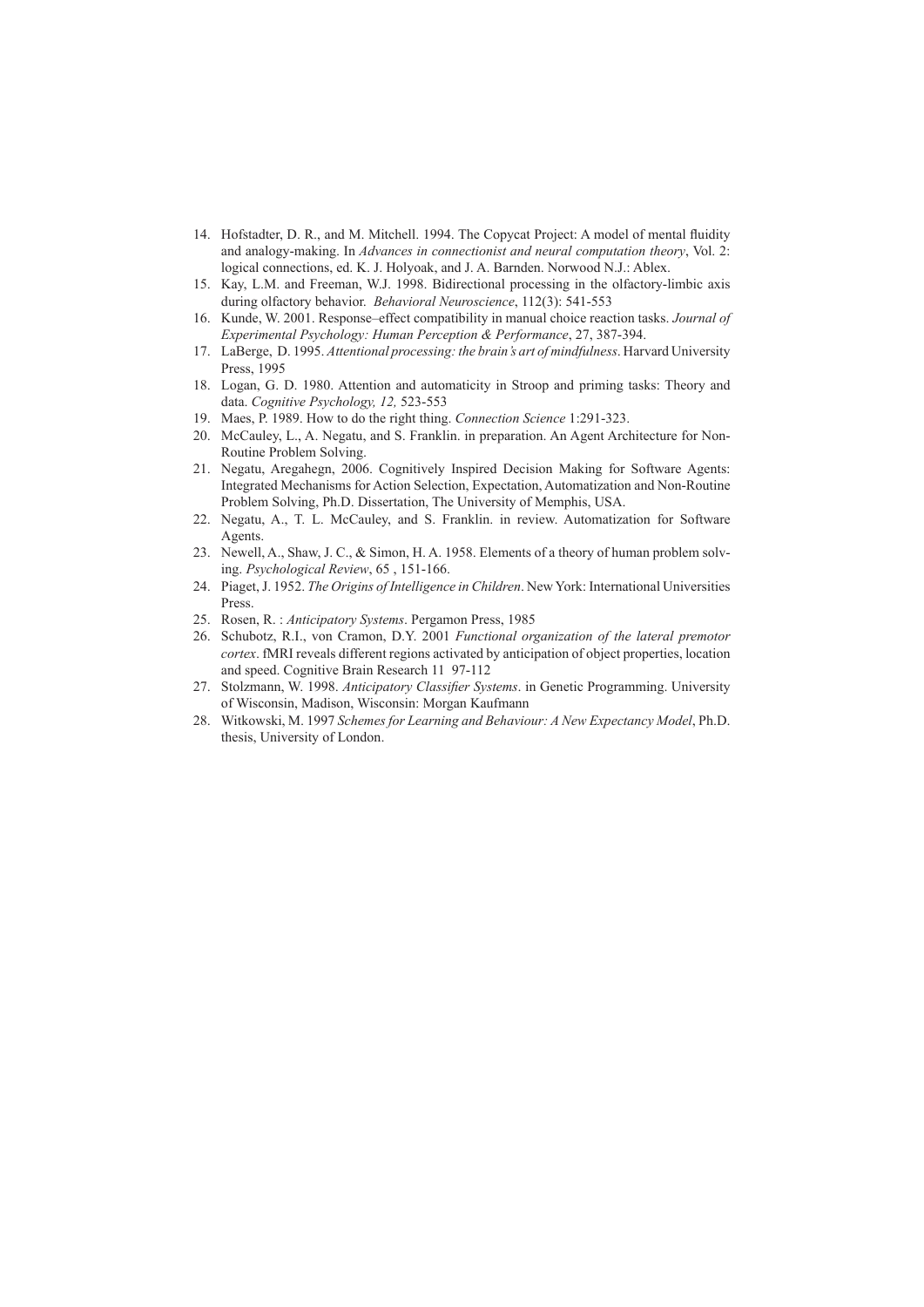14. Hofstadter, D. R., and M. Mitchell. 1994. The Copycat Project: A model of mental fluidity and analogy-making. In *Advances in connectionist and neural computation theory*, Vol. 2: logical connections, ed. K. J. Holyoak, and J. A. Barnden. Norwood N.J.: Ablex.
15. Kay, L.M. and Freeman, W.J. 1998. Bidirectional processing in the olfactory-limbic axis during olfactory behavior. *Behavioral Neuroscience*, 112(3): 541-553
16. Kunde, W. 2001. Response–effect compatibility in manual choice reaction tasks. *Journal of Experimental Psychology: Human Perception & Performance*, 27, 387-394.
17. LaBerge, D. 1995. *Attentional processing: the brain's art of mindfulness*. Harvard University Press, 1995
18. Logan, G. D. 1980. Attention and automaticity in Stroop and priming tasks: Theory and data. *Cognitive Psychology, 12,* 523-553
19. Maes, P. 1989. How to do the right thing. *Connection Science* 1:291-323.
20. McCauley, L., A. Negatu, and S. Franklin. in preparation. An Agent Architecture for Non-Routine Problem Solving.
21. Negatu, Aregahegn, 2006. Cognitively Inspired Decision Making for Software Agents: Integrated Mechanisms for Action Selection, Expectation, Automatization and Non-Routine Problem Solving, Ph.D. Dissertation, The University of Memphis, USA.
22. Negatu, A., T. L. McCauley, and S. Franklin. in review. Automatization for Software Agents.
23. Newell, A., Shaw, J. C., & Simon, H. A. 1958. Elements of a theory of human problem solving. *Psychological Review*, 65 , 151-166.
24. Piaget, J. 1952. *The Origins of Intelligence in Children*. New York: International Universities Press.
25. Rosen, R. : *Anticipatory Systems*. Pergamon Press, 1985
26. Schubotz, R.I., von Cramon, D.Y. 2001 *Functional organization of the lateral premotor cortex*. fMRI reveals different regions activated by anticipation of object properties, location and speed. Cognitive Brain Research 11 97-112
27. Stolzmann, W. 1998. *Anticipatory Classifier Systems*. in Genetic Programming. University of Wisconsin, Madison, Wisconsin: Morgan Kaufmann
28. Witkowski, M. 1997 *Schemes for Learning and Behaviour: A New Expectancy Model*, Ph.D. thesis, University of London.